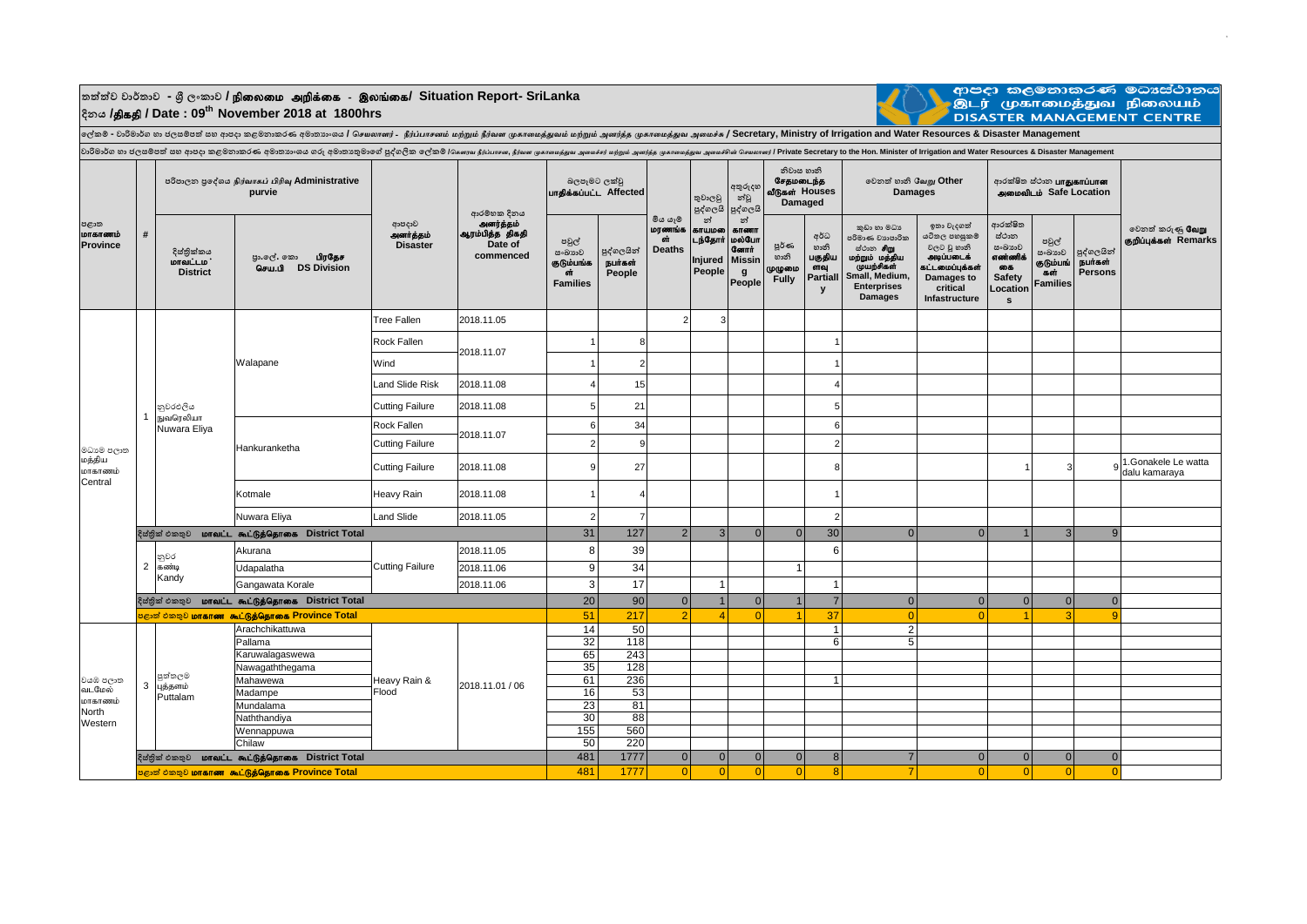# තත්ත්ව වාර්තාව - ශ්‍රී ලංකාව / நிலைமை அறிக்கை - இலங்கை/ Situation Report- SriLanka

දිනය /திகதி / Date : 09th November 2018 at 1800hrs

ආපදා කළමනාකරණ මධ්‍යස්ථානය / இடர் முகாமைத்துவ நிலையம் / DISASTER MANAGEMENT CENTRE

ලේකම් - වාරිමාර්ග හා ජලසම්පත් සහ ආපදා කළමනාකරණ අමාත්‍යාංශය / செயலாளர் - நீர்ப்பாசனம் மற்றும் நீர்வள முகாமைத்துவம் மற்றும் அனர்த்த முகாமைத்துவ அமைச்சு / Secretary, Ministry of Irrigation and Water Resources & Disaster Management

වාරිමාර්ග හා ජලසම්පත් සහ ආපදා කළමනාකරණ අමාත්‍යාංශය ගරු අමාත්‍යතුමාගේ පුද්ගලික ලේකම් / கௌரவ நீர்ப்பாசன, நீர்வள முகாமைத்துவ அமைச்சர் மற்றும் அனர்த்த முகாமைத்துவ அமைச்சின் செயலாளர் / Private Secretary to the Hon. Minister of Irrigation and Water Resources & Disaster Management

| පළාත மாகாணம் Province | # | පරිපාලන ප්‍රදේශය நிர்வாகப் பிரிவு Administrative purvie | | ආපදාව அனர்த்தம் Disaster | ආරම්භක දිනය அனர்த்தம் ஆரம்பித்த திகதி Date of commenced | බලපෑමට ලක්වූ பாதிக்கப்பட்ட Affected | | මිය යෑම් மரணங்கள் Deaths | තුවාලවූ පුද්ගලයින් காயமடைந்தோர் Injured People | අතුරුදහන්වූ පුද්ගලයින් காணாமல்போனோர் Missing People | නිවාස හානි சேதமடைந்த வீடுகள் Houses Damaged | | වෙනත් හානි வேறு Other Damages | | ආරක්ෂිත ස්ථාන பாதுகாப்பான அமைவிடம் Safe Location | | | වෙනත් කරුණු வேறு குறிப்புக்கள் Remarks |
|---|---|---|---|---|---|---|---|---|---|---|---|---|---|---|---|---|---|---|
| | | දිස්ත්‍රික්කය மாவட்டம் District | ප්‍රා.ලේ. කො. பிரதேச செய.பி DS Division | | | පවුල් සංඛ්‍යාව குடும்பங்கள் Families | පුද්ගලයින් நபர்கள் People | | | | පූර්ණ හානි முழுமை Fully | අර්ධ හානි பகுதியளவு Partially | කුඩා හා මධ්‍ය පරිමාණ ව්‍යාපාරික ස්ථාන சிறு மற்றும் மத்திய முயற்சிகள் Small, Medium, Enterprises Damages | ඉතා වැදගත් යටිතල පහසුකම් වලට වූ හානි அடிப்படைக் கட்டமைப்புக்கள் Damages to critical Infastructure | ආරක්ෂිත ස්ථාන සංඛ්‍යාව எண்ணிக்கை Safety Locations | පවුල් සංඛ්‍යාව குடும்பங்கள் Families | පුද්ගලයින් நபர்கள் Persons | |
| මධ්‍යම පලාත மத்திய மாகாணம் Central | 1 | නුවරඑලිය நுவரெலியா Nuwara Eliya | Walapane | Tree Fallen | 2018.11.05 | | | 2 | 3 | | | | | | | | | |
| | | | | Rock Fallen | 2018.11.07 | 1 | 8 | | | | | 1 | | | | | | |
| | | | | Wind | | 1 | 2 | | | | | 1 | | | | | | |
| | | | | Land Slide Risk | 2018.11.08 | 4 | 15 | | | | | 4 | | | | | | |
| | | | | Cutting Failure | 2018.11.08 | 5 | 21 | | | | | 5 | | | | | | |
| | | | Hankuranketha | Rock Fallen | 2018.11.07 | 6 | 34 | | | | | 6 | | | | | | |
| | | | | Cutting Failure | | 2 | 9 | | | | | 2 | | | | | | |
| | | | | Cutting Failure | 2018.11.08 | 9 | 27 | | | | | 8 | | | 1 | 3 | 9 | 1.Gonakele Le watta dalu kamaraya |
| | | | Kotmale | Heavy Rain | 2018.11.08 | 1 | 4 | | | | | 1 | | | | | | |
| | | | Nuwara Eliya | Land Slide | 2018.11.05 | 2 | 7 | | | | | 2 | | | | | | |
| | | දිස්ත්‍රික් එකතුව மாவட்ட கூட்டுத்தொகை District Total | | | | 31 | 127 | 2 | 3 | 0 | 0 | 30 | 0 | 0 | 1 | 3 | 9 | |
| | 2 | නුවර கண்டி Kandy | Akurana | Cutting Failure | 2018.11.05 | 8 | 39 | | | | | 6 | | | | | | |
| | | | Udapalatha | | 2018.11.06 | 9 | 34 | | | | 1 | | | | | | | |
| | | | Gangawata Korale | | 2018.11.06 | 3 | 17 | | 1 | | | 1 | | | | | | |
| | | දිස්ත්‍රික් එකතුව மாவட்ட கூட்டுத்தொகை District Total | | | | 20 | 90 | 0 | 1 | 0 | 1 | 7 | 0 | 0 | 0 | 0 | 0 | |
| | | පළාත් එකතුව மாகாண கூட்டுத்தொகை Province Total | | | | 51 | 217 | 2 | 4 | 0 | 1 | 37 | 0 | 0 | 1 | 3 | 9 | |
| වයඹ පලාත வடமேல் மாகாணம் North Western | 3 | පුත්තලම புத்தளம் Puttalam | Arachchikattuwa | Heavy Rain & Flood | 2018.11.01 / 06 | 14 | 50 | | | | | 1 | 2 | | | | | |
| | | | Pallama | | | 32 | 118 | | | | | 6 | 5 | | | | | |
| | | | Karuwalagaswewa | | | 65 | 243 | | | | | | | | | | | |
| | | | Nawagaththegama | | | 35 | 128 | | | | | | | | | | | |
| | | | Mahawewa | | | 61 | 236 | | | | | 1 | | | | | | |
| | | | Madampe | | | 16 | 53 | | | | | | | | | | | |
| | | | Mundalama | | | 23 | 81 | | | | | | | | | | | |
| | | | Naththandiya | | | 30 | 88 | | | | | | | | | | | |
| | | | Wennappuwa | | | 155 | 560 | | | | | | | | | | | |
| | | | Chilaw | | | 50 | 220 | | | | | | | | | | | |
| | | දිස්ත්‍රික් එකතුව மாவட்ட கூட்டுத்தொகை District Total | | | | 481 | 1777 | 0 | 0 | 0 | 0 | 8 | 7 | 0 | 0 | 0 | 0 | |
| | | පළාත් එකතුව மாகாண கூட்டுத்தொகை Province Total | | | | 481 | 1777 | 0 | 0 | 0 | 0 | 8 | 7 | 0 | 0 | 0 | 0 | |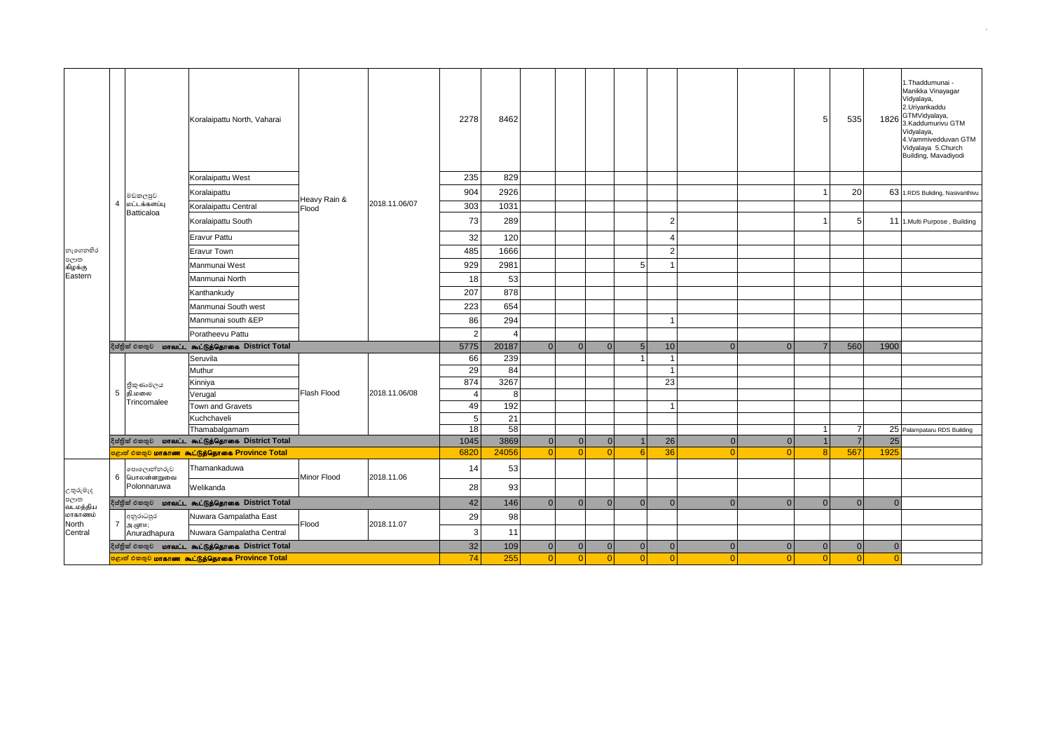| | | | | | | | | | | | | | | | | | | |
|---|---|---|---|---|---|---|---|---|---|---|---|---|---|---|---|---|---|---|
| නැගෙනහිර පළාත கிழக்கு Eastern | 4 | මඩකලපුව மட்டக்களப்பு Batticaloa | Koralaipattu North, Vaharai | Heavy Rain & Flood | 2018.11.06/07 | 2278 | 8462 | | | | | | | | 5 | 535 | 1826 | 1.Thaddumunai - Manikka Vinayagar Vidyalaya, 2.Uriyankaddu GTMVidyalaya, 3.Kaddumurivu GTM Vidyalaya, 4.Vammivedduvan GTM Vidyalaya 5.Church Building, Mavadiyodi |
| | | | Koralaipattu West | | | 235 | 829 | | | | | | | | | | | |
| | | | Koralaipattu | | | 904 | 2926 | | | | | | | | 1 | 20 | 63 | 1.RDS Buliding, Nasivanthivu |
| | | | Koralaipattu Central | | | 303 | 1031 | | | | | | | | | | | |
| | | | Koralaipattu South | | | 73 | 289 | | | | | 2 | | | 1 | 5 | 11 | 1.Multi Purpose , Building |
| | | | Eravur Pattu | | | 32 | 120 | | | | | 4 | | | | | | |
| | | | Eravur Town | | | 485 | 1666 | | | | | 2 | | | | | | |
| | | | Manmunai West | | | 929 | 2981 | | | | 5 | 1 | | | | | | |
| | | | Manmunai North | | | 18 | 53 | | | | | | | | | | | |
| | | | Kanthankudy | | | 207 | 878 | | | | | | | | | | | |
| | | | Manmunai South west | | | 223 | 654 | | | | | | | | | | | |
| | | | Manmunai south &EP | | | 86 | 294 | | | | | 1 | | | | | | |
| | | | Poratheevu Pattu | | | 2 | 4 | | | | | | | | | | | |
| | | දිස්ත්‍රික් එකතුව மாவட்ட கூட்டுத்தொகை District Total | | | | 5775 | 20187 | 0 | 0 | 0 | 5 | 10 | 0 | 0 | 7 | 560 | 1900 | |
| | 5 | ත්‍රිකුණාමලය தி.மலை Trincomalee | Seruvila | Flash Flood | 2018.11.06/08 | 66 | 239 | | | | 1 | 1 | | | | | | |
| | | | Muthur | | | 29 | 84 | | | | | 1 | | | | | | |
| | | | Kinniya | | | 874 | 3267 | | | | | 23 | | | | | | |
| | | | Verugal | | | 4 | 8 | | | | | | | | | | | |
| | | | Town and Gravets | | | 49 | 192 | | | | | 1 | | | | | | |
| | | | Kuchchaveli | | | 5 | 21 | | | | | | | | | | | |
| | | | Thamabalgamam | | | 18 | 58 | | | | | | | | 1 | 7 | 25 | Palampataru RDS Building |
| | | දිස්ත්‍රික් එකතුව மாவட்ட கூட்டுத்தொகை District Total | | | | 1045 | 3869 | 0 | 0 | 0 | 1 | 26 | 0 | 0 | 1 | 7 | 25 | |
| | | පළාත් එකතුව மாகாண கூட்டுத்தொகை Province Total | | | | 6820 | 24056 | 0 | 0 | 0 | 6 | 36 | 0 | 0 | 8 | 567 | 1925 | |
| උතුරුමැද පළාත வடமத்திய மாகாணம் North Central | 6 | පොලොන්නරුව பொலன்னறுவை Polonnaruwa | Thamankaduwa | Minor Flood | 2018.11.06 | 14 | 53 | | | | | | | | | | | |
| | | | Welikanda | | | 28 | 93 | | | | | | | | | | | |
| | | දිස්ත්‍රික් එකතුව மாவட்ட கூட்டுத்தொகை District Total | | | | 42 | 146 | 0 | 0 | 0 | 0 | 0 | 0 | 0 | 0 | 0 | 0 | |
| | 7 | අනුරාධපුර அ.புரம; Anuradhapura | Nuwara Gampalatha East | Flood | 2018.11.07 | 29 | 98 | | | | | | | | | | | |
| | | | Nuwara Gampalatha Central | | | 3 | 11 | | | | | | | | | | | |
| | | දිස්ත්‍රික් එකතුව மாவட்ட கூட்டுத்தொகை District Total | | | | 32 | 109 | 0 | 0 | 0 | 0 | 0 | 0 | 0 | 0 | 0 | 0 | |
| | | පළාත් එකතුව மாகாண கூட்டுத்தொகை Province Total | | | | 74 | 255 | 0 | 0 | 0 | 0 | 0 | 0 | 0 | 0 | 0 | 0 | |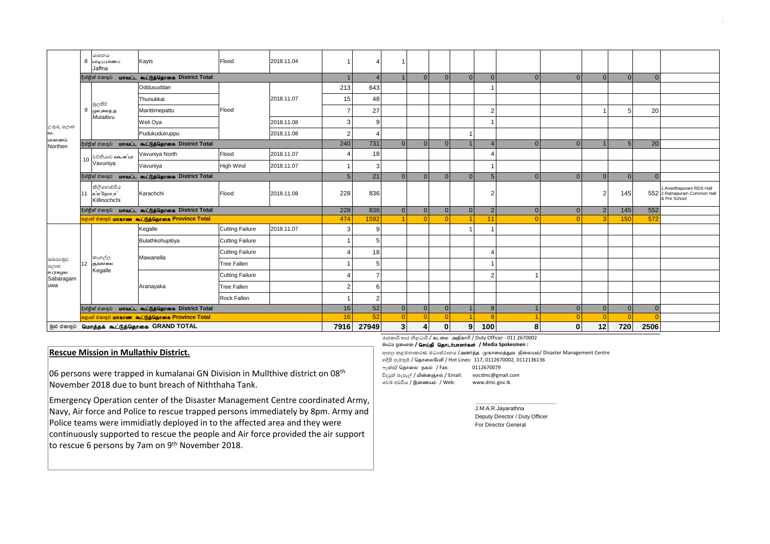| | | | | | | | | | | | | | | | | | | |
|---|---|---|---|---|---|---|---|---|---|---|---|---|---|---|---|---|---|---|
| උතුරු පලාත வட மாகாணம் Northen | 8 | යාපනය யாழ்ப்பாணம் Jaffna | Kayts | Flood | 2018.11.04 | 1 | 4 | 1 | | | | | | | | | | |
| | දිස්ත්‍රික් එකතුව மாவட்ட கூட்டுத்தொகை District Total | | | | | 1 | 4 | 1 | 0 | 0 | 0 | 0 | 0 | 0 | 0 | 0 | 0 | |
| | 9 | මුලතිව් முல்லைத்தீவு Mulaitivu | Oddusuddan | Flood | 2018.11.07 | 213 | 643 | | | | | 1 | | | | | | |
| | | | Thunukkai | | | 15 | 48 | | | | | | | | | | | |
| | | | Marittimepattu | | | 7 | 27 | | | | | 2 | | | 1 | 5 | 20 | |
| | | | Weli Oya | | 2018.11.08 | 3 | 9 | | | | | 1 | | | | | | |
| | | | Pudukuduiruppu | | 2018.11.08 | 2 | 4 | | | | 1 | | | | | | | |
| | දිස්ත්‍රික් එකතුව மாவட்ட கூட்டுத்தொகை District Total | | | | | 240 | 731 | 0 | 0 | 0 | 1 | 4 | 0 | 0 | 1 | 5 | 20 | |
| | 10 | වව්නියාව வவுனியா Vavuniya | Vavuniya North | Flood | 2018.11.07 | 4 | 18 | | | | | 4 | | | | | | |
| | | | Vavuniya | High Wind | 2018.11.07 | 1 | 3 | | | | | 1 | | | | | | |
| | දිස්ත්‍රික් එකතුව மாவட்ட கூட்டுத்தொகை District Total | | | | | 5 | 21 | 0 | 0 | 0 | 0 | 5 | 0 | 0 | 0 | 0 | 0 | |
| | 11 | කිලිනොච්චිය கிளிநொச்சி Killinochchi | Karachchi | Flood | 2018.11.08 | 228 | 836 | | | | | 2 | | | 2 | 145 | 552 | 1.Ananthapuram RDS Hall 2.Ratnapuram Common Hall & Pre School |
| | දිස්ත්‍රික් එකතුව மாவட்ட கூட்டுத்தொகை District Total | | | | | 228 | 836 | 0 | 0 | 0 | 0 | 2 | 0 | 0 | 2 | 145 | 552 | |
| | පළාත් එකතුව மாகாண கூட்டுத்தொகை Province Total | | | | | 474 | 1592 | 1 | 0 | 0 | 1 | 11 | 0 | 0 | 3 | 150 | 572 | |
| සබරගමුව පලාත சப்ரகமுவ Sabaragamuwa | 12 | කෑගල්ල கேகாலை Kegalle | Kegalle | Cutting Failure | 2018.11.07 | 3 | 9 | | | | 1 | 1 | | | | | | |
| | | | Bulathkohupitiya | Cutting Failure | | 1 | 5 | | | | | | | | | | | |
| | | | Mawanella | Cutting Failure | | 4 | 18 | | | | | 4 | | | | | | |
| | | | | Tree Fallen | | 1 | 5 | | | | | 1 | | | | | | |
| | | | Aranayaka | Cutting Failure | | 4 | 7 | | | | | 2 | 1 | | | | | |
| | | | | Tree Fallen | | 2 | 6 | | | | | | | | | | | |
| | | | | Rock Fallen | | 1 | 2 | | | | | | | | | | | |
| | දිස්ත්‍රික් එකතුව மாவட்ட கூட்டுத்தொகை District Total | | | | | 16 | 52 | 0 | 0 | 0 | 1 | 8 | 1 | 0 | 0 | 0 | 0 | |
| | පළාත් එකතුව மாகாண கூட்டுத்தொகை Province Total | | | | | 16 | 52 | 0 | 0 | 0 | 1 | 8 | 1 | 0 | 0 | 0 | 0 | |
| මුළු එකතුව மொத்தக் கூட்டுத்தொகை GRAND TOTAL | | | | | | 7916 | 27949 | 3 | 4 | 0 | 9 | 100 | 8 | 0 | 12 | 720 | 2506 | |

රාජකාරි භාර නිළධාරී / கடமை அதிகாரி / Duty Officer : 011 2670002

**මාධ්‍ය ප්‍රකාශක / செய்தி தொடர்பாளர்கள் / Media Spokesmen :**

ආපදා කළමනාකරණ මධ්‍යස්ථානය /அனர்த்த முகாமைத்துவ நிலையம்/ Disaster Management Centre

හදිසි ඇමතුම් / தொலைபேசி / Hot Lines: 117, 0112670002, 0112136136

ෆැක්ස්/ தொலை நகல் / Fax: 0112670079

විද්‍යුත් තැපැල් / மின்னஞ்சல் / Email: eocdmc@gmail.com

වෙබ් අඩවිය / இணையம் / Web: www.dmc.gov.lk

J.M.A.R.Jayarathna
Deputy Director / Duty Officer
For Director General

**Rescue Mission in Mullathiv District.**

06 persons were trapped in kumalanai GN Division in Mullthive district on 08th November 2018 due to bunt breach of Niththaha Tank.

Emergency Operation center of the Disaster Management Centre coordinated Army, Navy, Air force and Police to rescue trapped persons immediately by 8pm. Army and Police teams were immidiatly deployed in to the affected area and they were continuously supported to rescue the people and Air force provided the air support to rescue 6 persons by 7am on 9th November 2018.